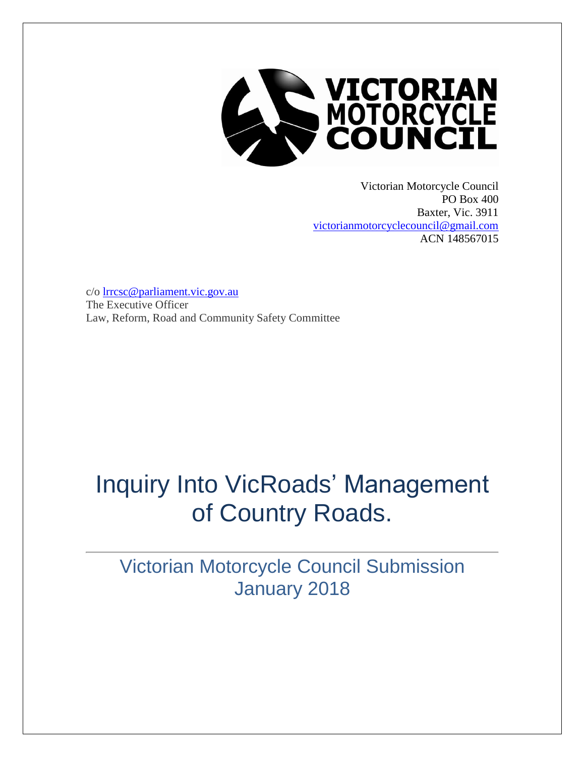VICTORIAN MOTORCYCLE COUNCIL

Victorian Motorcycle Council
PO Box 400
Baxter, Vic. 3911
victorianmotorcyclecouncil@gmail.com
ACN 148567015

c/o lrrcsc@parliament.vic.gov.au
The Executive Officer
Law, Reform, Road and Community Safety Committee

# Inquiry Into VicRoads' Management of Country Roads.

## Victorian Motorcycle Council Submission January 2018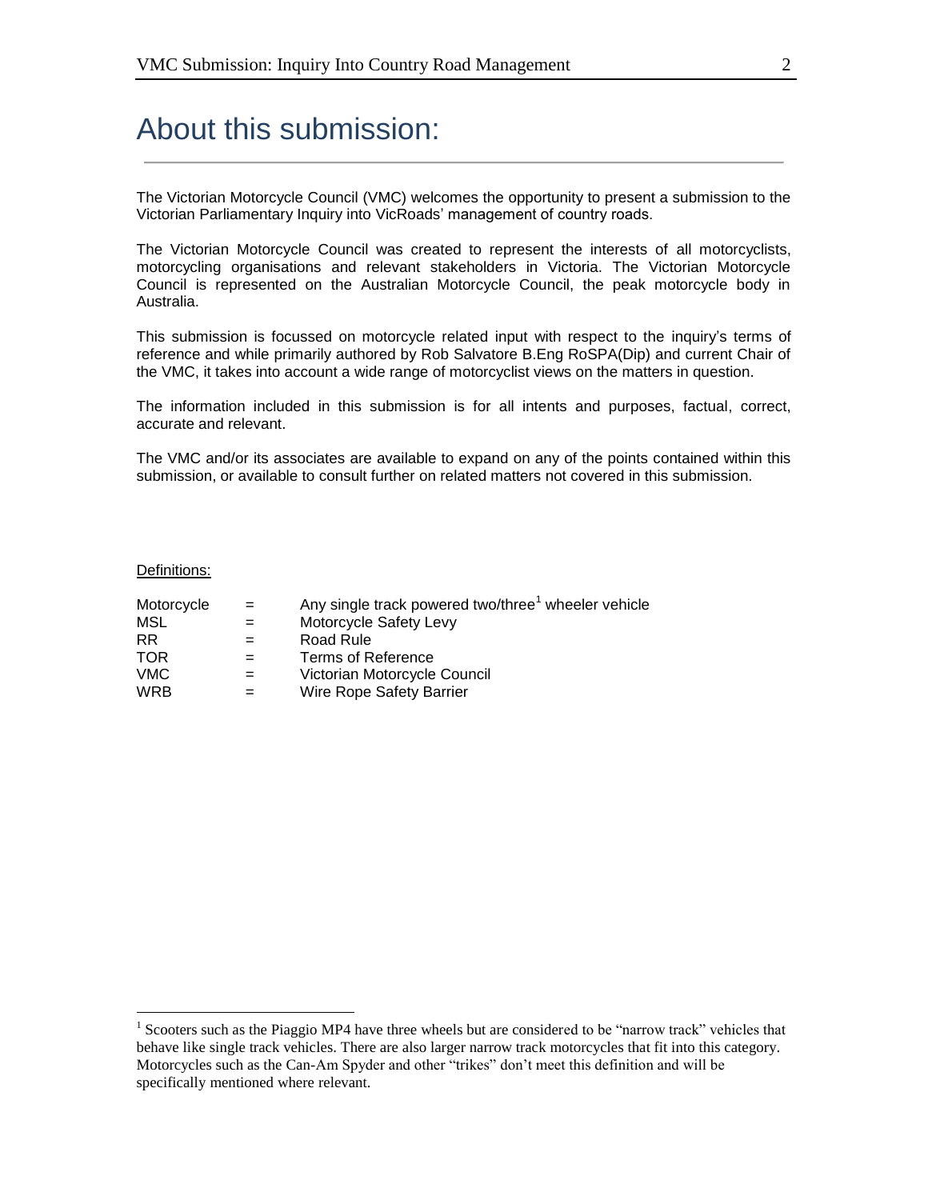# About this submission:

The Victorian Motorcycle Council (VMC) welcomes the opportunity to present a submission to the Victorian Parliamentary Inquiry into VicRoads' management of country roads.

The Victorian Motorcycle Council was created to represent the interests of all motorcyclists, motorcycling organisations and relevant stakeholders in Victoria. The Victorian Motorcycle Council is represented on the Australian Motorcycle Council, the peak motorcycle body in Australia.

This submission is focussed on motorcycle related input with respect to the inquiry's terms of reference and while primarily authored by Rob Salvatore B.Eng RoSPA(Dip) and current Chair of the VMC, it takes into account a wide range of motorcyclist views on the matters in question.

The information included in this submission is for all intents and purposes, factual, correct, accurate and relevant.

The VMC and/or its associates are available to expand on any of the points contained within this submission, or available to consult further on related matters not covered in this submission.

Definitions:

| | | |
|---|---|---|
| Motorcycle | = | Any single track powered two/three[1] wheeler vehicle |
| MSL | = | Motorcycle Safety Levy |
| RR | = | Road Rule |
| TOR | = | Terms of Reference |
| VMC | = | Victorian Motorcycle Council |
| WRB | = | Wire Rope Safety Barrier |

[1] Scooters such as the Piaggio MP4 have three wheels but are considered to be "narrow track" vehicles that behave like single track vehicles. There are also larger narrow track motorcycles that fit into this category. Motorcycles such as the Can-Am Spyder and other "trikes" don't meet this definition and will be specifically mentioned where relevant.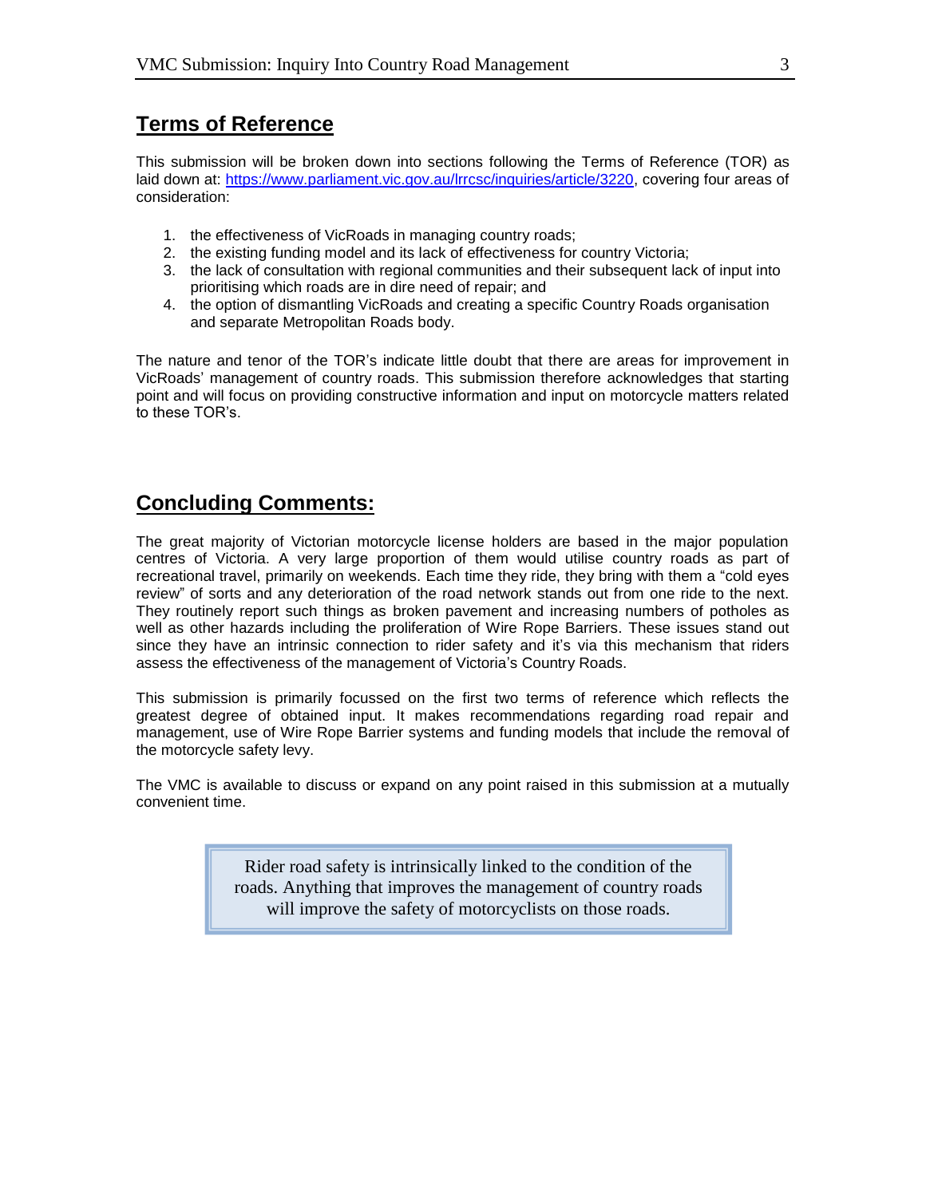## Terms of Reference

This submission will be broken down into sections following the Terms of Reference (TOR) as laid down at: https://www.parliament.vic.gov.au/lrrcsc/inquiries/article/3220, covering four areas of consideration:

1. the effectiveness of VicRoads in managing country roads;
2. the existing funding model and its lack of effectiveness for country Victoria;
3. the lack of consultation with regional communities and their subsequent lack of input into prioritising which roads are in dire need of repair; and
4. the option of dismantling VicRoads and creating a specific Country Roads organisation and separate Metropolitan Roads body.

The nature and tenor of the TOR's indicate little doubt that there are areas for improvement in VicRoads' management of country roads. This submission therefore acknowledges that starting point and will focus on providing constructive information and input on motorcycle matters related to these TOR's.

## Concluding Comments:

The great majority of Victorian motorcycle license holders are based in the major population centres of Victoria. A very large proportion of them would utilise country roads as part of recreational travel, primarily on weekends. Each time they ride, they bring with them a "cold eyes review" of sorts and any deterioration of the road network stands out from one ride to the next. They routinely report such things as broken pavement and increasing numbers of potholes as well as other hazards including the proliferation of Wire Rope Barriers. These issues stand out since they have an intrinsic connection to rider safety and it's via this mechanism that riders assess the effectiveness of the management of Victoria's Country Roads.

This submission is primarily focussed on the first two terms of reference which reflects the greatest degree of obtained input. It makes recommendations regarding road repair and management, use of Wire Rope Barrier systems and funding models that include the removal of the motorcycle safety levy.

The VMC is available to discuss or expand on any point raised in this submission at a mutually convenient time.

> Rider road safety is intrinsically linked to the condition of the roads. Anything that improves the management of country roads will improve the safety of motorcyclists on those roads.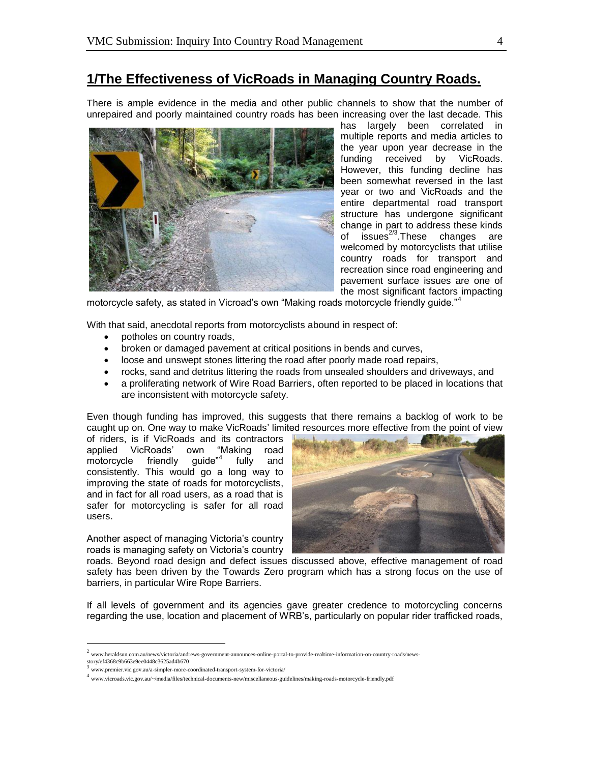## 1/The Effectiveness of VicRoads in Managing Country Roads.

There is ample evidence in the media and other public channels to show that the number of unrepaired and poorly maintained country roads has been increasing over the last decade. This has largely been correlated in multiple reports and media articles to the year upon year decrease in the funding received by VicRoads. However, this funding decline has been somewhat reversed in the last year or two and VicRoads and the entire departmental road transport structure has undergone significant change in part to address these kinds of issues[2/3].These changes are welcomed by motorcyclists that utilise country roads for transport and recreation since road engineering and pavement surface issues are one of the most significant factors impacting motorcycle safety, as stated in Vicroad's own "Making roads motorcycle friendly guide."[4]

With that said, anecdotal reports from motorcyclists abound in respect of:

- potholes on country roads,
- broken or damaged pavement at critical positions in bends and curves,
- loose and unswept stones littering the road after poorly made road repairs,
- rocks, sand and detritus littering the roads from unsealed shoulders and driveways, and
- a proliferating network of Wire Road Barriers, often reported to be placed in locations that are inconsistent with motorcycle safety.

Even though funding has improved, this suggests that there remains a backlog of work to be caught up on. One way to make VicRoads' limited resources more effective from the point of view of riders, is if VicRoads and its contractors applied VicRoads' own "Making road motorcycle friendly guide"[4] fully and consistently. This would go a long way to improving the state of roads for motorcyclists, and in fact for all road users, as a road that is safer for motorcycling is safer for all road users.

Another aspect of managing Victoria's country roads is managing safety on Victoria's country roads. Beyond road design and defect issues discussed above, effective management of road safety has been driven by the Towards Zero program which has a strong focus on the use of barriers, in particular Wire Rope Barriers.

If all levels of government and its agencies gave greater credence to motorcycling concerns regarding the use, location and placement of WRB's, particularly on popular rider trafficked roads,

---

[2] www.heraldsun.com.au/news/victoria/andrews-government-announces-online-portal-to-provide-realtime-information-on-country-roads/news-story/ef4368c9b663e9ee0448c3625ad4b670

[3] www.premier.vic.gov.au/a-simpler-more-coordinated-transport-system-for-victoria/

[4] www.vicroads.vic.gov.au/~/media/files/technical-documents-new/miscellaneous-guidelines/making-roads-motorcycle-friendly.pdf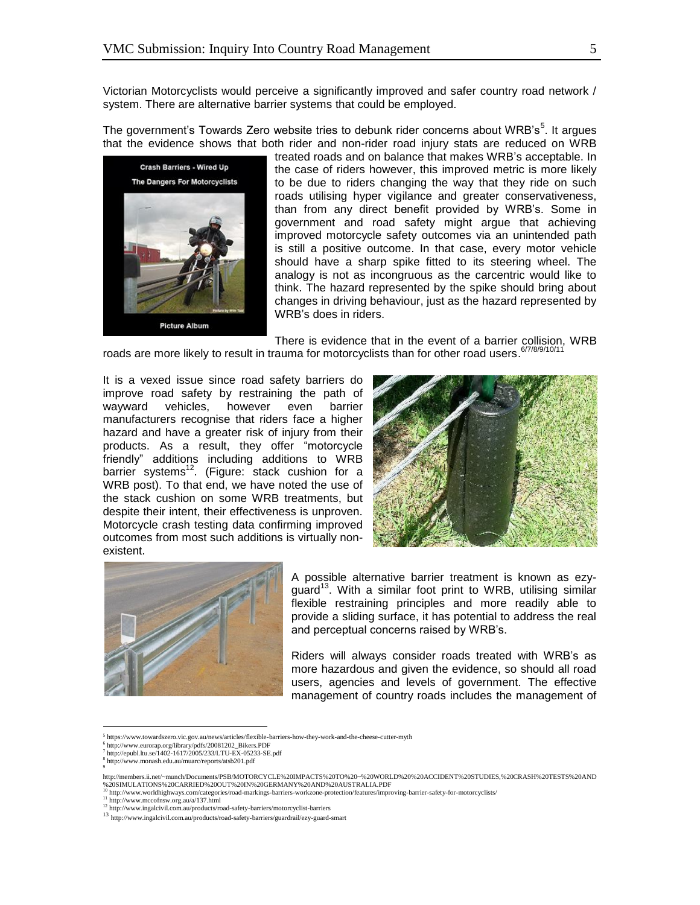Victorian Motorcyclists would perceive a significantly improved and safer country road network / system. There are alternative barrier systems that could be employed.

The government's Towards Zero website tries to debunk rider concerns about WRB's[5]. It argues that the evidence shows that both rider and non-rider road injury stats are reduced on WRB treated roads and on balance that makes WRB's acceptable. In the case of riders however, this improved metric is more likely to be due to riders changing the way that they ride on such roads utilising hyper vigilance and greater conservativeness, than from any direct benefit provided by WRB's. Some in government and road safety might argue that achieving improved motorcycle safety outcomes via an unintended path is still a positive outcome. In that case, every motor vehicle should have a sharp spike fitted to its steering wheel. The analogy is not as incongruous as the carcentric would like to think. The hazard represented by the spike should bring about changes in driving behaviour, just as the hazard represented by WRB's does in riders.

There is evidence that in the event of a barrier collision, WRB roads are more likely to result in trauma for motorcyclists than for other road users.[6/7/8/9/10/11]

It is a vexed issue since road safety barriers do improve road safety by restraining the path of wayward vehicles, however even barrier manufacturers recognise that riders face a higher hazard and have a greater risk of injury from their products. As a result, they offer "motorcycle friendly" additions including additions to WRB barrier systems[12]. (Figure: stack cushion for a WRB post). To that end, we have noted the use of the stack cushion on some WRB treatments, but despite their intent, their effectiveness is unproven. Motorcycle crash testing data confirming improved outcomes from most such additions is virtually non-existent.

A possible alternative barrier treatment is known as ezy-guard[13]. With a similar foot print to WRB, utilising similar flexible restraining principles and more readily able to provide a sliding surface, it has potential to address the real and perceptual concerns raised by WRB's.

Riders will always consider roads treated with WRB's as more hazardous and given the evidence, so should all road users, agencies and levels of government. The effective management of country roads includes the management of

---

[5] https://www.towardszero.vic.gov.au/news/articles/flexible-barriers-how-they-work-and-the-cheese-cutter-myth

[6] http://www.eurorap.org/library/pdfs/20081202_Bikers.PDF

[7] http://epubl.ltu.se/1402-1617/2005/233/LTU-EX-05233-SE.pdf

[8] http://www.monash.edu.au/muarc/reports/atsb201.pdf

[9] http://members.ii.net/~munch/Documents/PSB/MOTORCYCLE%20IMPACTS%20TO%20~%20WORLD%20%20ACCIDENT%20STUDIES,%20CRASH%20TESTS%20AND%20SIMULATIONS%20CARRIED%20OUT%20IN%20GERMANY%20AND%20AUSTRALIA.PDF

[10] http://www.worldhighways.com/categories/road-markings-barriers-workzone-protection/features/improving-barrier-safety-for-motorcyclists/

[11] http://www.mccofnsw.org.au/a/137.html

[12] http://www.ingalcivil.com.au/products/road-safety-barriers/motorcyclist-barriers

[13] http://www.ingalcivil.com.au/products/road-safety-barriers/guardrail/ezy-guard-smart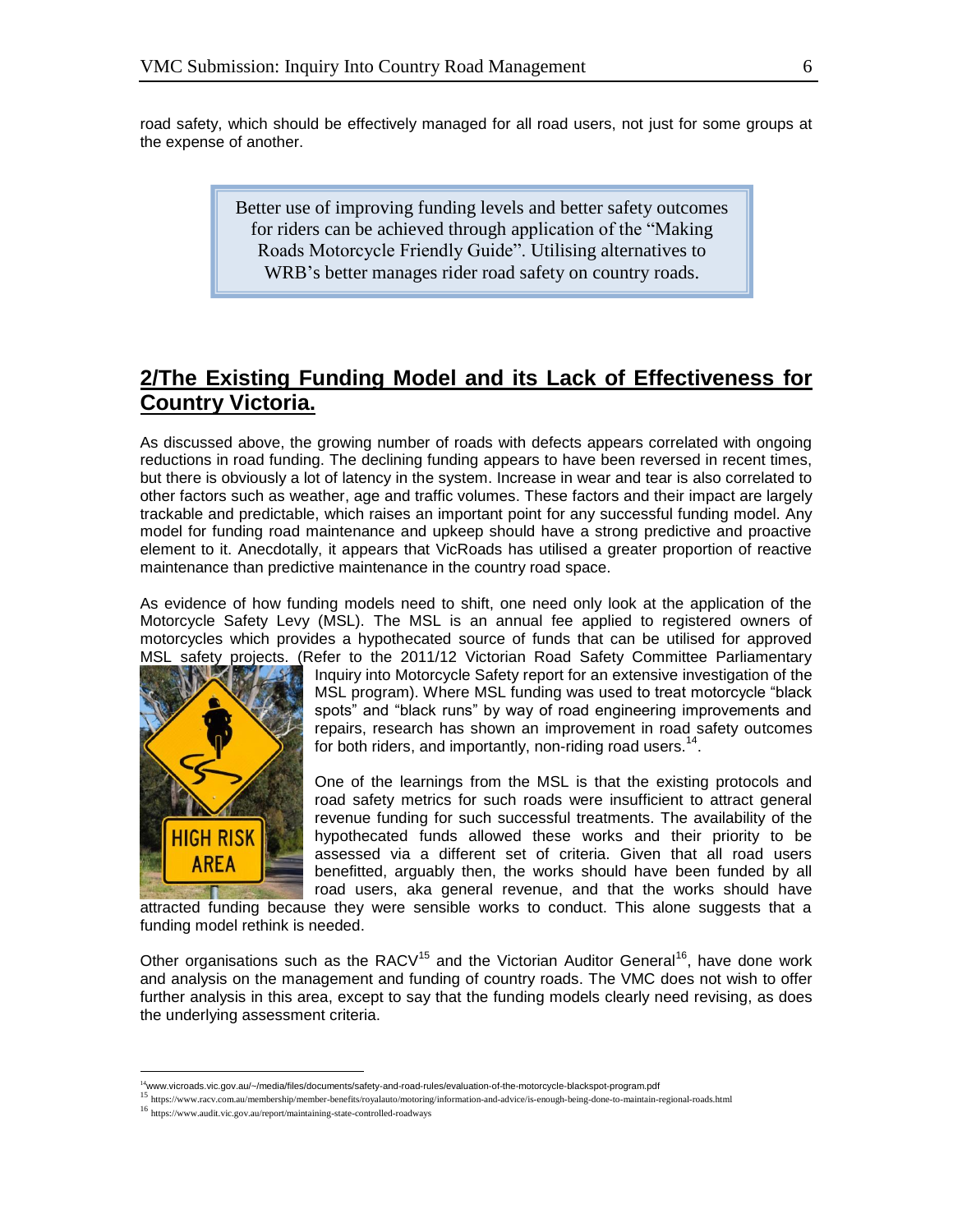road safety, which should be effectively managed for all road users, not just for some groups at the expense of another.

> Better use of improving funding levels and better safety outcomes for riders can be achieved through application of the "Making Roads Motorcycle Friendly Guide". Utilising alternatives to WRB's better manages rider road safety on country roads.

## 2/The Existing Funding Model and its Lack of Effectiveness for Country Victoria.

As discussed above, the growing number of roads with defects appears correlated with ongoing reductions in road funding. The declining funding appears to have been reversed in recent times, but there is obviously a lot of latency in the system. Increase in wear and tear is also correlated to other factors such as weather, age and traffic volumes. These factors and their impact are largely trackable and predictable, which raises an important point for any successful funding model. Any model for funding road maintenance and upkeep should have a strong predictive and proactive element to it. Anecdotally, it appears that VicRoads has utilised a greater proportion of reactive maintenance than predictive maintenance in the country road space.

As evidence of how funding models need to shift, one need only look at the application of the Motorcycle Safety Levy (MSL). The MSL is an annual fee applied to registered owners of motorcycles which provides a hypothecated source of funds that can be utilised for approved MSL safety projects. (Refer to the 2011/12 Victorian Road Safety Committee Parliamentary Inquiry into Motorcycle Safety report for an extensive investigation of the MSL program). Where MSL funding was used to treat motorcycle "black spots" and "black runs" by way of road engineering improvements and repairs, research has shown an improvement in road safety outcomes for both riders, and importantly, non-riding road users.[14].

One of the learnings from the MSL is that the existing protocols and road safety metrics for such roads were insufficient to attract general revenue funding for such successful treatments. The availability of the hypothecated funds allowed these works and their priority to be assessed via a different set of criteria. Given that all road users benefitted, arguably then, the works should have been funded by all road users, aka general revenue, and that the works should have attracted funding because they were sensible works to conduct. This alone suggests that a funding model rethink is needed.

Other organisations such as the RACV[15] and the Victorian Auditor General[16], have done work and analysis on the management and funding of country roads. The VMC does not wish to offer further analysis in this area, except to say that the funding models clearly need revising, as does the underlying assessment criteria.

---

[14] www.vicroads.vic.gov.au/~/media/files/documents/safety-and-road-rules/evaluation-of-the-motorcycle-blackspot-program.pdf

[15] https://www.racv.com.au/membership/member-benefits/royalauto/motoring/information-and-advice/is-enough-being-done-to-maintain-regional-roads.html

[16] https://www.audit.vic.gov.au/report/maintaining-state-controlled-roadways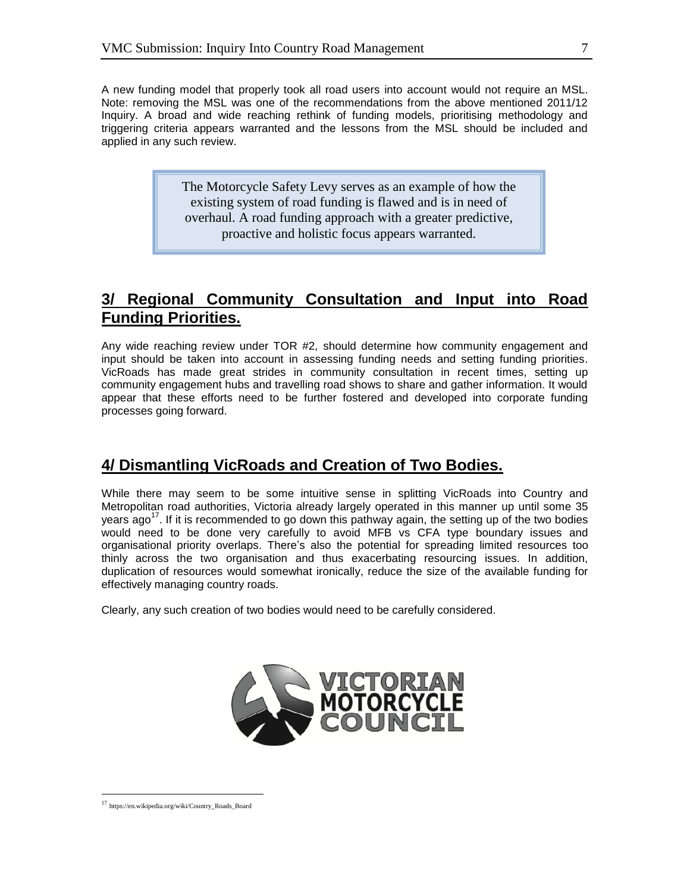A new funding model that properly took all road users into account would not require an MSL. Note: removing the MSL was one of the recommendations from the above mentioned 2011/12 Inquiry. A broad and wide reaching rethink of funding models, prioritising methodology and triggering criteria appears warranted and the lessons from the MSL should be included and applied in any such review.

> The Motorcycle Safety Levy serves as an example of how the existing system of road funding is flawed and is in need of overhaul. A road funding approach with a greater predictive, proactive and holistic focus appears warranted.

## 3/ Regional Community Consultation and Input into Road Funding Priorities.

Any wide reaching review under TOR #2, should determine how community engagement and input should be taken into account in assessing funding needs and setting funding priorities. VicRoads has made great strides in community consultation in recent times, setting up community engagement hubs and travelling road shows to share and gather information. It would appear that these efforts need to be further fostered and developed into corporate funding processes going forward.

## 4/ Dismantling VicRoads and Creation of Two Bodies.

While there may seem to be some intuitive sense in splitting VicRoads into Country and Metropolitan road authorities, Victoria already largely operated in this manner up until some 35 years ago[17]. If it is recommended to go down this pathway again, the setting up of the two bodies would need to be done very carefully to avoid MFB vs CFA type boundary issues and organisational priority overlaps. There's also the potential for spreading limited resources too thinly across the two organisation and thus exacerbating resourcing issues. In addition, duplication of resources would somewhat ironically, reduce the size of the available funding for effectively managing country roads.

Clearly, any such creation of two bodies would need to be carefully considered.

VICTORIAN MOTORCYCLE COUNCIL

[17] https://en.wikipedia.org/wiki/Country_Roads_Board